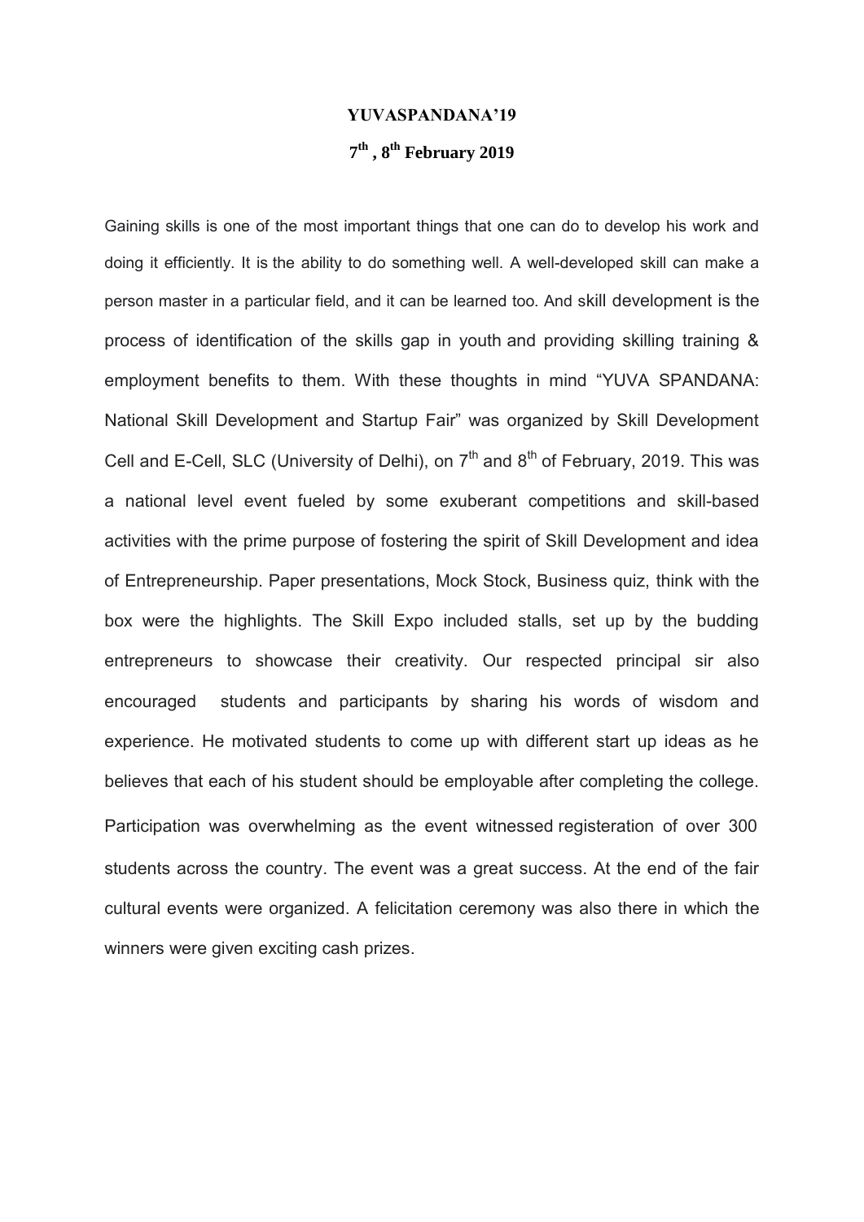**YUVASPANDANA'19**

**7th , 8th February 2019**

Gaining skills is one of the most important things that one can do to develop his work and doing it efficiently. It is the ability to do something well. A well-developed skill can make a person master in a particular field, and it can be learned too. And skill development is the process of identification of the skills gap in youth and providing skilling training & employment benefits to them. With these thoughts in mind "YUVA SPANDANA: National Skill Development and Startup Fair" was organized by Skill Development Cell and E-Cell, SLC (University of Delhi), on 7th and 8th of February, 2019. This was a national level event fueled by some exuberant competitions and skill-based activities with the prime purpose of fostering the spirit of Skill Development and idea of Entrepreneurship. Paper presentations, Mock Stock, Business quiz, think with the box were the highlights. The Skill Expo included stalls, set up by the budding entrepreneurs to showcase their creativity. Our respected principal sir also encouraged students and participants by sharing his words of wisdom and experience. He motivated students to come up with different start up ideas as he believes that each of his student should be employable after completing the college. Participation was overwhelming as the event witnessed registeration of over 300 students across the country. The event was a great success. At the end of the fair cultural events were organized. A felicitation ceremony was also there in which the winners were given exciting cash prizes.